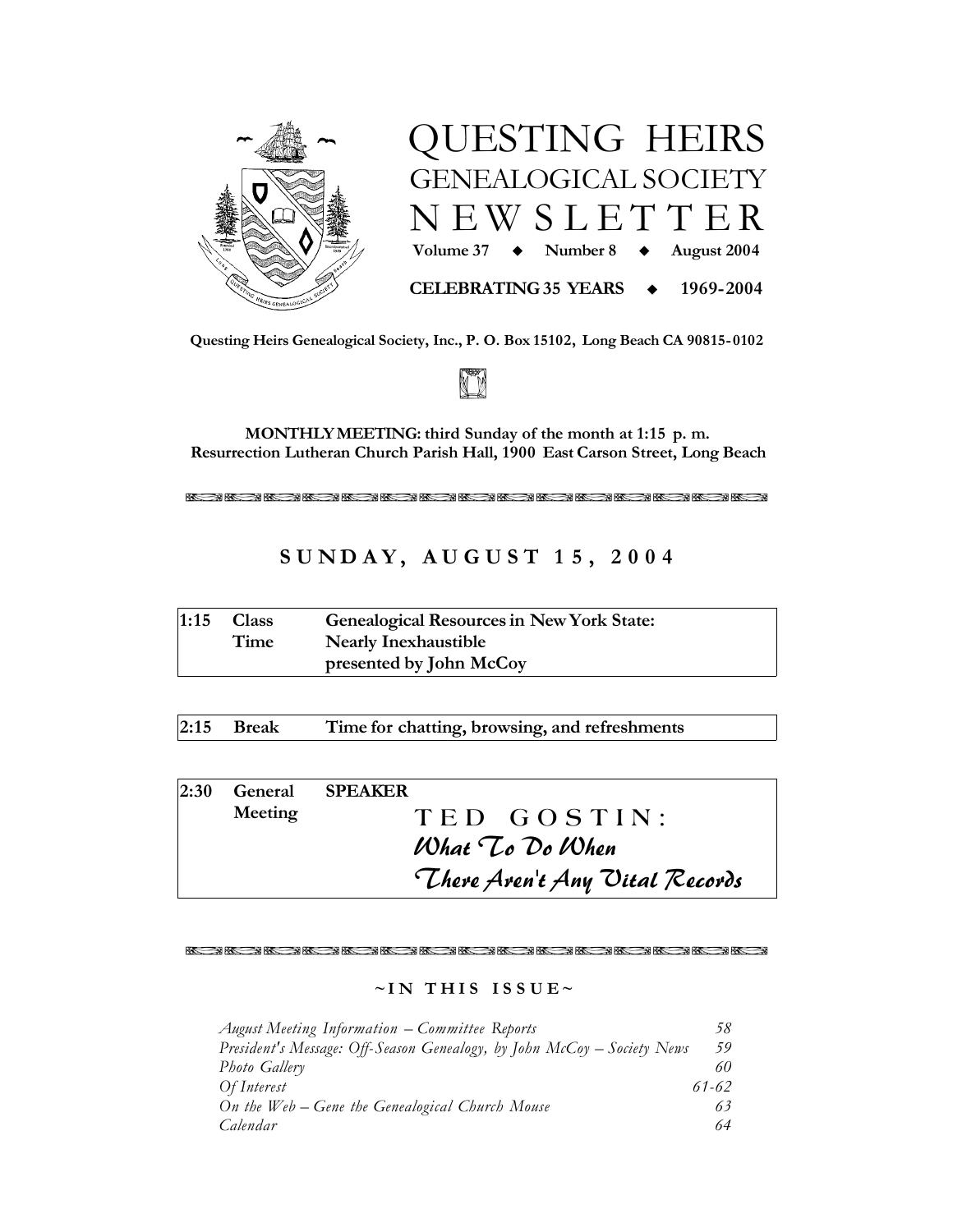# QUESTING HEIRS
## GENEALOGICAL SOCIETY
## NEWSLETTER

**Volume 37 ◆ Number 8 ◆ August 2004**

**CELEBRATING 35 YEARS ◆ 1969-2004**

**Questing Heirs Genealogical Society, Inc., P. O. Box 15102, Long Beach CA 90815-0102**

**MONTHLY MEETING: third Sunday of the month at 1:15 p. m.**
**Resurrection Lutheran Church Parish Hall, 1900 East Carson Street, Long Beach**

## SUNDAY, AUGUST 15, 2004

| | | |
|---|---|---|
| **1:15** | **Class Time** | **Genealogical Resources in New York State: Nearly Inexhaustible presented by John McCoy** |
| **2:15** | **Break** | **Time for chatting, browsing, and refreshments** |
| **2:30** | **General Meeting** | **SPEAKER** TED GOSTIN: *What To Do When There Aren't Any Vital Records* |

### ~IN THIS ISSUE~

| | |
|---|---|
| *August Meeting Information – Committee Reports* | 58 |
| *President's Message: Off-Season Genealogy, by John McCoy – Society News* | 59 |
| *Photo Gallery* | 60 |
| *Of Interest* | 61-62 |
| *On the Web – Gene the Genealogical Church Mouse* | 63 |
| *Calendar* | 64 |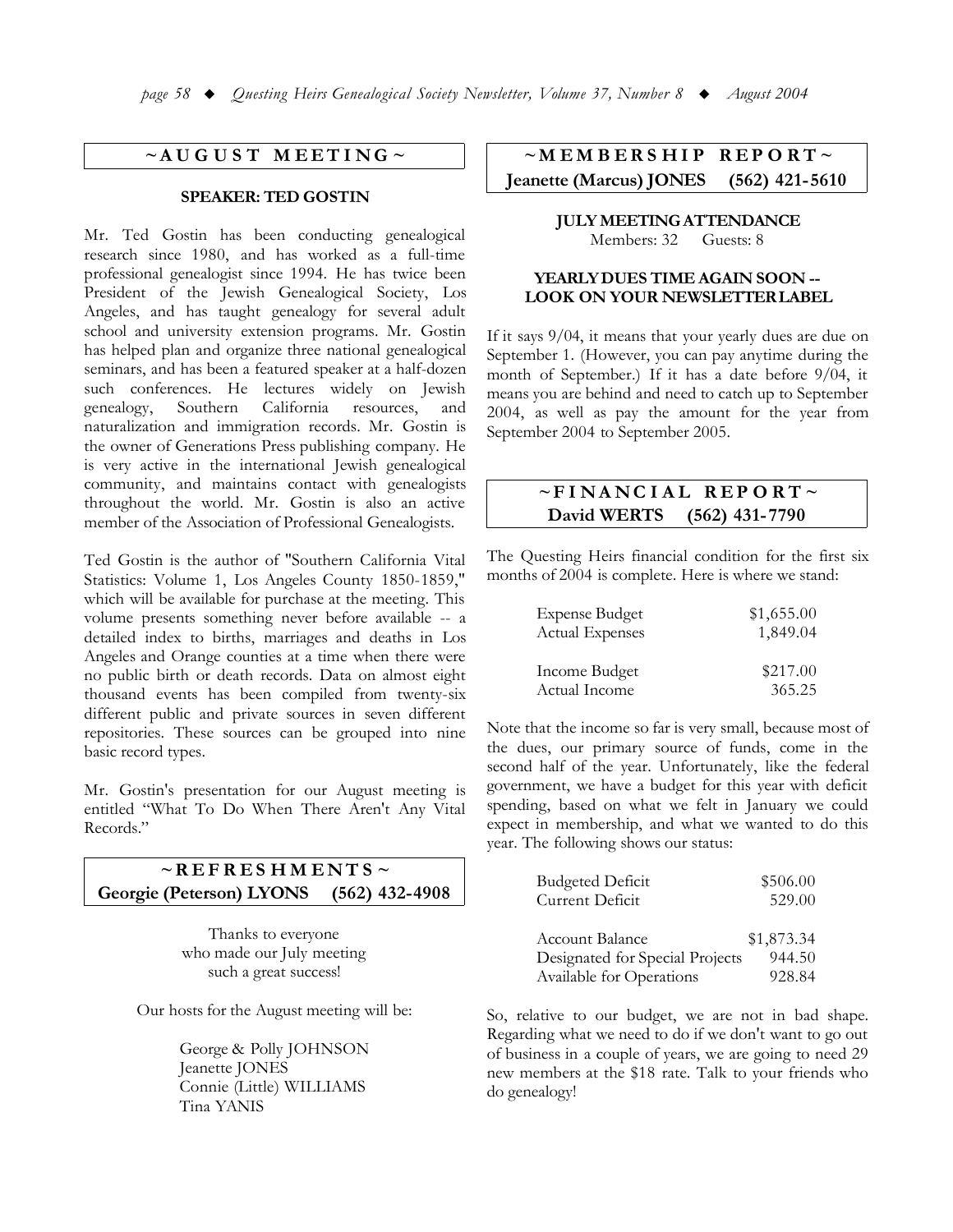## ~ AUGUST MEETING ~

### SPEAKER: TED GOSTIN

Mr. Ted Gostin has been conducting genealogical research since 1980, and has worked as a full-time professional genealogist since 1994. He has twice been President of the Jewish Genealogical Society, Los Angeles, and has taught genealogy for several adult school and university extension programs. Mr. Gostin has helped plan and organize three national genealogical seminars, and has been a featured speaker at a half-dozen such conferences. He lectures widely on Jewish genealogy, Southern California resources, and naturalization and immigration records. Mr. Gostin is the owner of Generations Press publishing company. He is very active in the international Jewish genealogical community, and maintains contact with genealogists throughout the world. Mr. Gostin is also an active member of the Association of Professional Genealogists.

Ted Gostin is the author of "Southern California Vital Statistics: Volume 1, Los Angeles County 1850-1859," which will be available for purchase at the meeting. This volume presents something never before available -- a detailed index to births, marriages and deaths in Los Angeles and Orange counties at a time when there were no public birth or death records. Data on almost eight thousand events has been compiled from twenty-six different public and private sources in seven different repositories. These sources can be grouped into nine basic record types.

Mr. Gostin's presentation for our August meeting is entitled "What To Do When There Aren't Any Vital Records."

## ~ REFRESHMENTS ~

**Georgie (Peterson) LYONS (562) 432-4908**

Thanks to everyone who made our July meeting such a great success!

Our hosts for the August meeting will be:

George & Polly JOHNSON
Jeanette JONES
Connie (Little) WILLIAMS
Tina YANIS

## ~ MEMBERSHIP REPORT ~

**Jeanette (Marcus) JONES (562) 421-5610**

**JULY MEETING ATTENDANCE**

Members: 32 Guests: 8

**YEARLY DUES TIME AGAIN SOON -- LOOK ON YOUR NEWSLETTER LABEL**

If it says 9/04, it means that your yearly dues are due on September 1. (However, you can pay anytime during the month of September.) If it has a date before 9/04, it means you are behind and need to catch up to September 2004, as well as pay the amount for the year from September 2004 to September 2005.

## ~ FINANCIAL REPORT ~

**David WERTS (562) 431-7790**

The Questing Heirs financial condition for the first six months of 2004 is complete. Here is where we stand:

| | |
|---|---:|
| Expense Budget | $1,655.00 |
| Actual Expenses | 1,849.04 |
| | |
| Income Budget | $217.00 |
| Actual Income | 365.25 |

Note that the income so far is very small, because most of the dues, our primary source of funds, come in the second half of the year. Unfortunately, like the federal government, we have a budget for this year with deficit spending, based on what we felt in January we could expect in membership, and what we wanted to do this year. The following shows our status:

| | |
|---|---:|
| Budgeted Deficit | $506.00 |
| Current Deficit | 529.00 |
| | |
| Account Balance | $1,873.34 |
| Designated for Special Projects | 944.50 |
| Available for Operations | 928.84 |

So, relative to our budget, we are not in bad shape. Regarding what we need to do if we don't want to go out of business in a couple of years, we are going to need 29 new members at the $18 rate. Talk to your friends who do genealogy!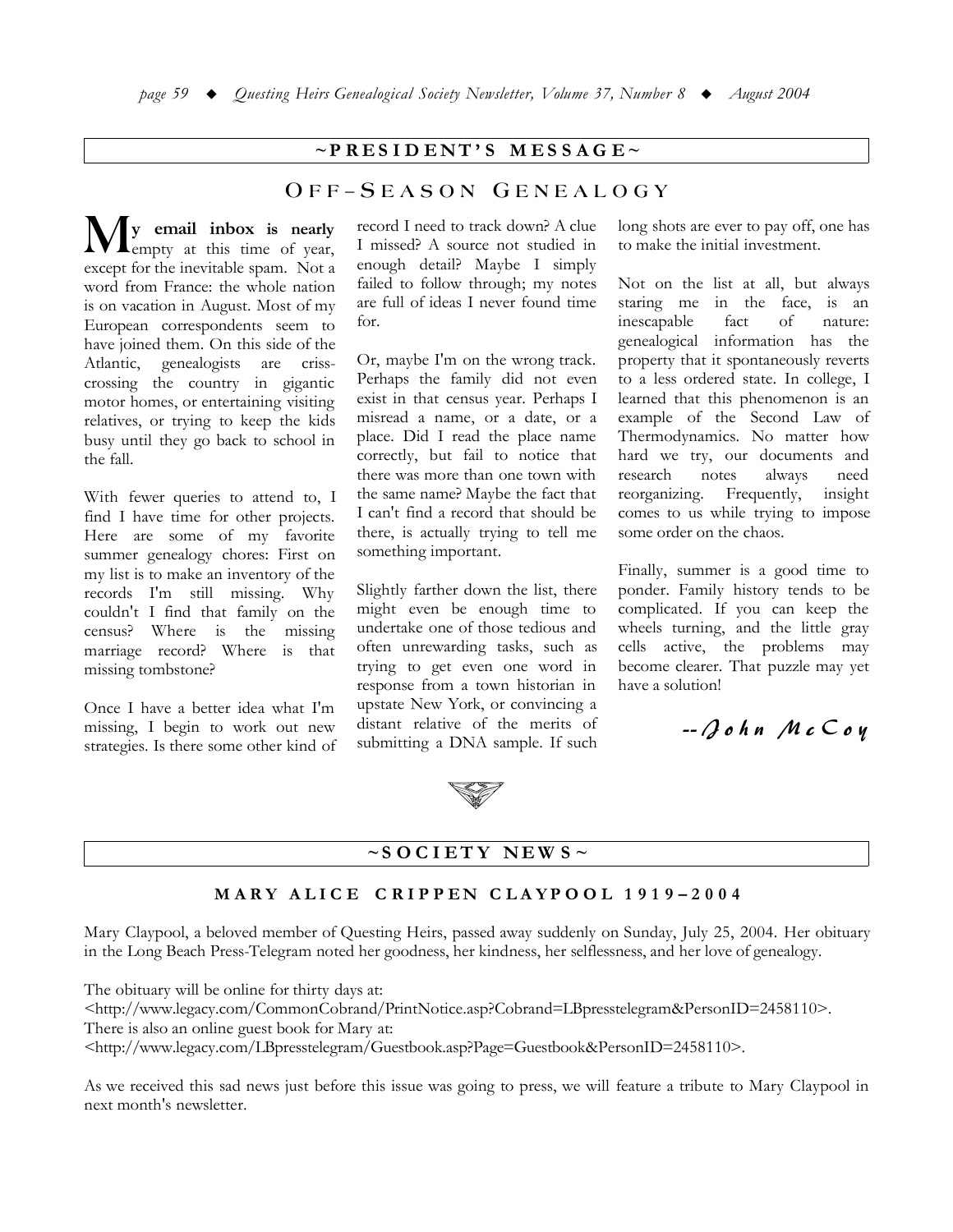## ~PRESIDENT'S MESSAGE~

### OFF-SEASON GENEALOGY

**My email inbox is nearly** empty at this time of year, except for the inevitable spam. Not a word from France: the whole nation is on vacation in August. Most of my European correspondents seem to have joined them. On this side of the Atlantic, genealogists are criss-crossing the country in gigantic motor homes, or entertaining visiting relatives, or trying to keep the kids busy until they go back to school in the fall.

With fewer queries to attend to, I find I have time for other projects. Here are some of my favorite summer genealogy chores: First on my list is to make an inventory of the records I'm still missing. Why couldn't I find that family on the census? Where is the missing marriage record? Where is that missing tombstone?

Once I have a better idea what I'm missing, I begin to work out new strategies. Is there some other kind of record I need to track down? A clue I missed? A source not studied in enough detail? Maybe I simply failed to follow through; my notes are full of ideas I never found time for.

Or, maybe I'm on the wrong track. Perhaps the family did not even exist in that census year. Perhaps I misread a name, or a date, or a place. Did I read the place name correctly, but fail to notice that there was more than one town with the same name? Maybe the fact that I can't find a record that should be there, is actually trying to tell me something important.

Slightly farther down the list, there might even be enough time to undertake one of those tedious and often unrewarding tasks, such as trying to get even one word in response from a town historian in upstate New York, or convincing a distant relative of the merits of submitting a DNA sample. If such long shots are ever to pay off, one has to make the initial investment.

Not on the list at all, but always staring me in the face, is an inescapable fact of nature: genealogical information has the property that it spontaneously reverts to a less ordered state. In college, I learned that this phenomenon is an example of the Second Law of Thermodynamics. No matter how hard we try, our documents and research notes always need reorganizing. Frequently, insight comes to us while trying to impose some order on the chaos.

Finally, summer is a good time to ponder. Family history tends to be complicated. If you can keep the wheels turning, and the little gray cells active, the problems may become clearer. That puzzle may yet have a solution!

*--John McCoy*

## ~SOCIETY NEWS~

### MARY ALICE CRIPPEN CLAYPOOL 1919–2004

Mary Claypool, a beloved member of Questing Heirs, passed away suddenly on Sunday, July 25, 2004. Her obituary in the Long Beach Press-Telegram noted her goodness, her kindness, her selflessness, and her love of genealogy.

The obituary will be online for thirty days at:
<http://www.legacy.com/CommonCobrand/PrintNotice.asp?Cobrand=LBpresstelegram&PersonID=2458110>.
There is also an online guest book for Mary at:
<http://www.legacy.com/LBpresstelegram/Guestbook.asp?Page=Guestbook&PersonID=2458110>.

As we received this sad news just before this issue was going to press, we will feature a tribute to Mary Claypool in next month's newsletter.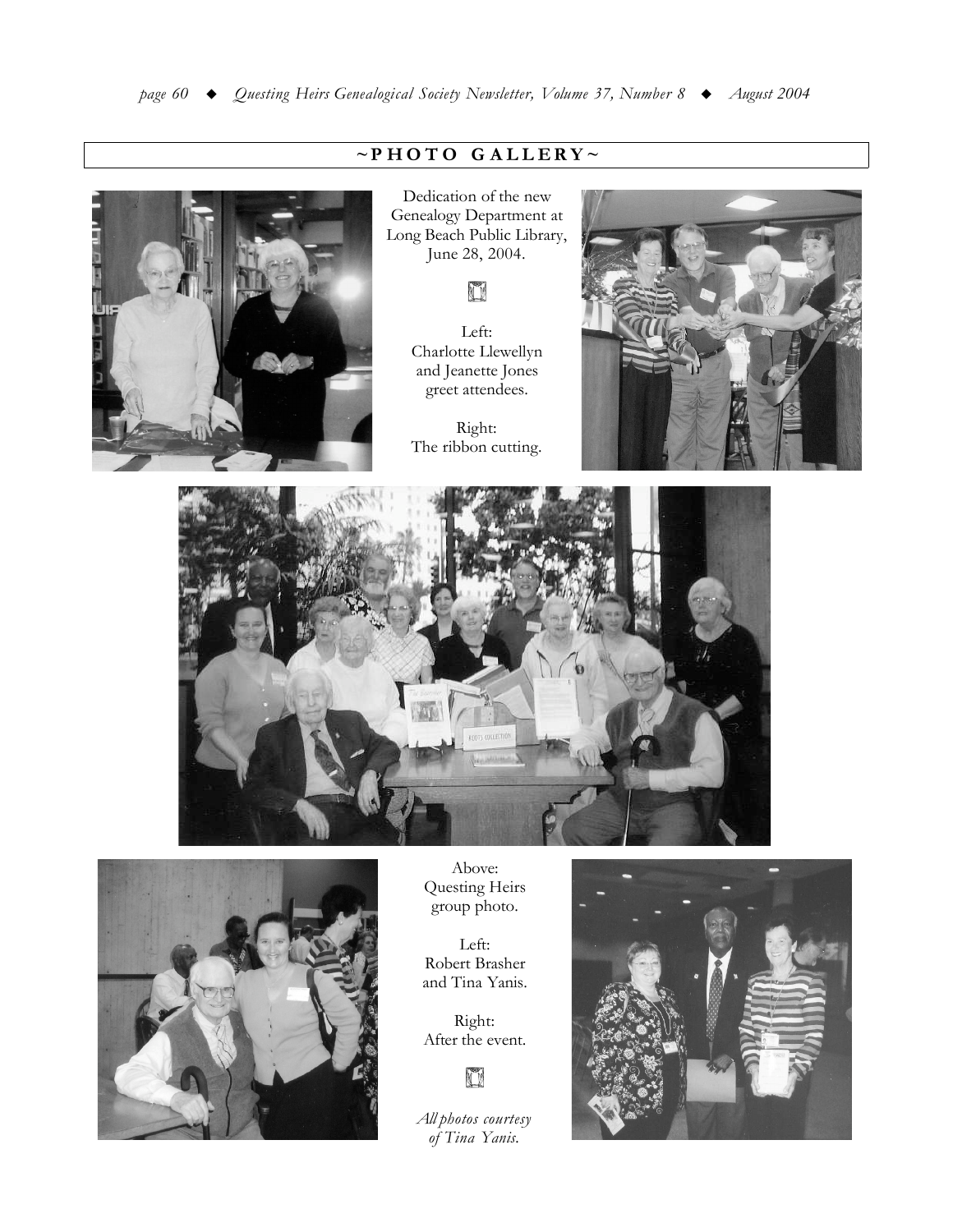## ~PHOTO GALLERY~

Dedication of the new Genealogy Department at Long Beach Public Library, June 28, 2004.

Left:
Charlotte Llewellyn and Jeanette Jones greet attendees.

Right:
The ribbon cutting.

Above:
Questing Heirs group photo.

Left:
Robert Brasher and Tina Yanis.

Right:
After the event.

*All photos courtesy of Tina Yanis.*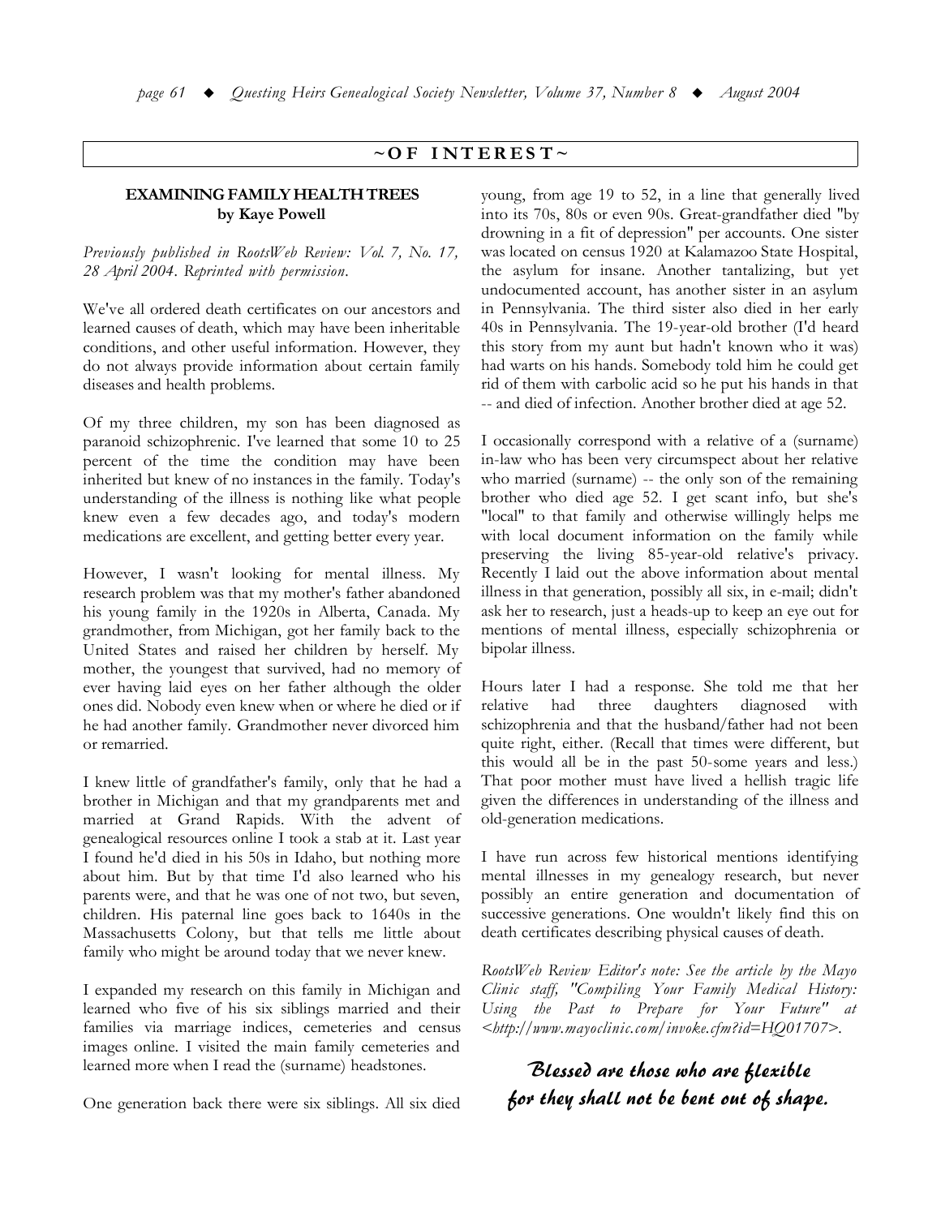## ~OF INTEREST~

### EXAMINING FAMILY HEALTH TREES
**by Kaye Powell**

*Previously published in RootsWeb Review: Vol. 7, No. 17, 28 April 2004. Reprinted with permission.*

We've all ordered death certificates on our ancestors and learned causes of death, which may have been inheritable conditions, and other useful information. However, they do not always provide information about certain family diseases and health problems.

Of my three children, my son has been diagnosed as paranoid schizophrenic. I've learned that some 10 to 25 percent of the time the condition may have been inherited but knew of no instances in the family. Today's understanding of the illness is nothing like what people knew even a few decades ago, and today's modern medications are excellent, and getting better every year.

However, I wasn't looking for mental illness. My research problem was that my mother's father abandoned his young family in the 1920s in Alberta, Canada. My grandmother, from Michigan, got her family back to the United States and raised her children by herself. My mother, the youngest that survived, had no memory of ever having laid eyes on her father although the older ones did. Nobody even knew when or where he died or if he had another family. Grandmother never divorced him or remarried.

I knew little of grandfather's family, only that he had a brother in Michigan and that my grandparents met and married at Grand Rapids. With the advent of genealogical resources online I took a stab at it. Last year I found he'd died in his 50s in Idaho, but nothing more about him. But by that time I'd also learned who his parents were, and that he was one of not two, but seven, children. His paternal line goes back to 1640s in the Massachusetts Colony, but that tells me little about family who might be around today that we never knew.

I expanded my research on this family in Michigan and learned who five of his six siblings married and their families via marriage indices, cemeteries and census images online. I visited the main family cemeteries and learned more when I read the (surname) headstones.

One generation back there were six siblings. All six died young, from age 19 to 52, in a line that generally lived into its 70s, 80s or even 90s. Great-grandfather died "by drowning in a fit of depression" per accounts. One sister was located on census 1920 at Kalamazoo State Hospital, the asylum for insane. Another tantalizing, but yet undocumented account, has another sister in an asylum in Pennsylvania. The third sister also died in her early 40s in Pennsylvania. The 19-year-old brother (I'd heard this story from my aunt but hadn't known who it was) had warts on his hands. Somebody told him he could get rid of them with carbolic acid so he put his hands in that -- and died of infection. Another brother died at age 52.

I occasionally correspond with a relative of a (surname) in-law who has been very circumspect about her relative who married (surname) -- the only son of the remaining brother who died age 52. I get scant info, but she's "local" to that family and otherwise willingly helps me with local document information on the family while preserving the living 85-year-old relative's privacy. Recently I laid out the above information about mental illness in that generation, possibly all six, in e-mail; didn't ask her to research, just a heads-up to keep an eye out for mentions of mental illness, especially schizophrenia or bipolar illness.

Hours later I had a response. She told me that her relative had three daughters diagnosed with schizophrenia and that the husband/father had not been quite right, either. (Recall that times were different, but this would all be in the past 50-some years and less.) That poor mother must have lived a hellish tragic life given the differences in understanding of the illness and old-generation medications.

I have run across few historical mentions identifying mental illnesses in my genealogy research, but never possibly an entire generation and documentation of successive generations. One wouldn't likely find this on death certificates describing physical causes of death.

*RootsWeb Review Editor's note: See the article by the Mayo Clinic staff, "Compiling Your Family Medical History: Using the Past to Prepare for Your Future" at <http://www.mayoclinic.com/invoke.cfm?id=HQ01707>.*

***Blessed are those who are flexible for they shall not be bent out of shape.***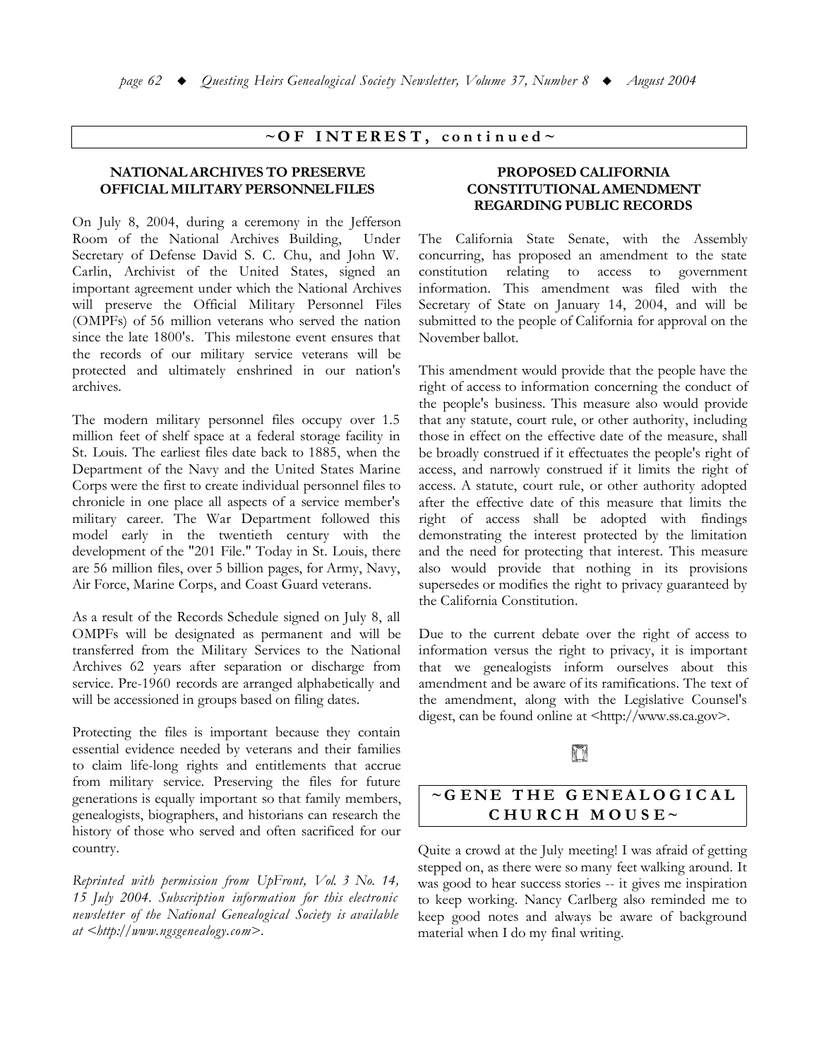## ~OF INTEREST, continued~

### NATIONAL ARCHIVES TO PRESERVE OFFICIAL MILITARY PERSONNEL FILES

On July 8, 2004, during a ceremony in the Jefferson Room of the National Archives Building, Under Secretary of Defense David S. C. Chu, and John W. Carlin, Archivist of the United States, signed an important agreement under which the National Archives will preserve the Official Military Personnel Files (OMPFs) of 56 million veterans who served the nation since the late 1800's. This milestone event ensures that the records of our military service veterans will be protected and ultimately enshrined in our nation's archives.

The modern military personnel files occupy over 1.5 million feet of shelf space at a federal storage facility in St. Louis. The earliest files date back to 1885, when the Department of the Navy and the United States Marine Corps were the first to create individual personnel files to chronicle in one place all aspects of a service member's military career. The War Department followed this model early in the twentieth century with the development of the "201 File." Today in St. Louis, there are 56 million files, over 5 billion pages, for Army, Navy, Air Force, Marine Corps, and Coast Guard veterans.

As a result of the Records Schedule signed on July 8, all OMPFs will be designated as permanent and will be transferred from the Military Services to the National Archives 62 years after separation or discharge from service. Pre-1960 records are arranged alphabetically and will be accessioned in groups based on filing dates.

Protecting the files is important because they contain essential evidence needed by veterans and their families to claim life-long rights and entitlements that accrue from military service. Preserving the files for future generations is equally important so that family members, genealogists, biographers, and historians can research the history of those who served and often sacrificed for our country.

*Reprinted with permission from UpFront, Vol. 3 No. 14, 15 July 2004. Subscription information for this electronic newsletter of the National Genealogical Society is available at <http://www.ngsgenealogy.com>.*

### PROPOSED CALIFORNIA CONSTITUTIONAL AMENDMENT REGARDING PUBLIC RECORDS

The California State Senate, with the Assembly concurring, has proposed an amendment to the state constitution relating to access to government information. This amendment was filed with the Secretary of State on January 14, 2004, and will be submitted to the people of California for approval on the November ballot.

This amendment would provide that the people have the right of access to information concerning the conduct of the people's business. This measure also would provide that any statute, court rule, or other authority, including those in effect on the effective date of the measure, shall be broadly construed if it effectuates the people's right of access, and narrowly construed if it limits the right of access. A statute, court rule, or other authority adopted after the effective date of this measure that limits the right of access shall be adopted with findings demonstrating the interest protected by the limitation and the need for protecting that interest. This measure also would provide that nothing in its provisions supersedes or modifies the right to privacy guaranteed by the California Constitution.

Due to the current debate over the right of access to information versus the right to privacy, it is important that we genealogists inform ourselves about this amendment and be aware of its ramifications. The text of the amendment, along with the Legislative Counsel's digest, can be found online at <http://www.ss.ca.gov>.

## ~GENE THE GENEALOGICAL CHURCH MOUSE~

Quite a crowd at the July meeting! I was afraid of getting stepped on, as there were so many feet walking around. It was good to hear success stories -- it gives me inspiration to keep working. Nancy Carlberg also reminded me to keep good notes and always be aware of background material when I do my final writing.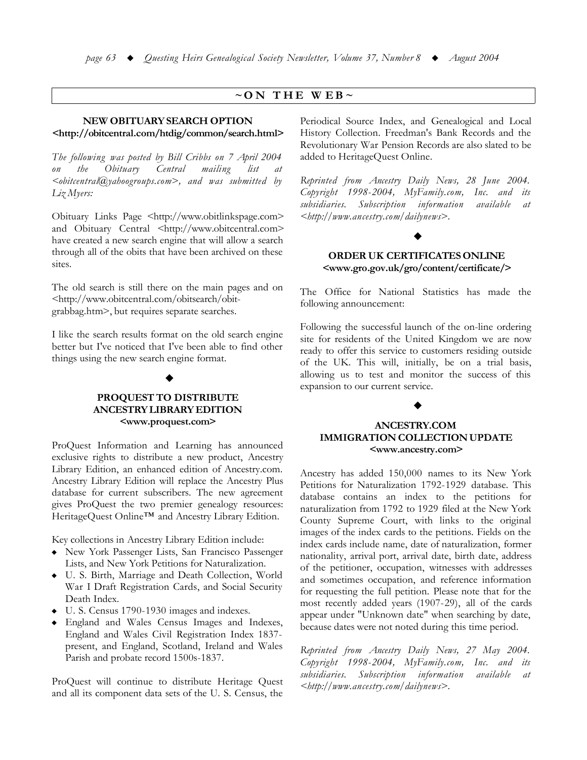## ~ON THE WEB~

### NEW OBITUARY SEARCH OPTION <http://obitcentral.com/htdig/common/search.html>

*The following was posted by Bill Cribbs on 7 April 2004 on the Obituary Central mailing list at <obitcentral@yahoogroups.com>, and was submitted by Liz Myers:*

Obituary Links Page <http://www.obitlinkspage.com> and Obituary Central <http://www.obitcentral.com> have created a new search engine that will allow a search through all of the obits that have been archived on these sites.

The old search is still there on the main pages and on <http://www.obitcentral.com/obitsearch/obit-grabbag.htm>, but requires separate searches.

I like the search results format on the old search engine better but I've noticed that I've been able to find other things using the new search engine format.

◆

### PROQUEST TO DISTRIBUTE ANCESTRY LIBRARY EDITION <www.proquest.com>

ProQuest Information and Learning has announced exclusive rights to distribute a new product, Ancestry Library Edition, an enhanced edition of Ancestry.com. Ancestry Library Edition will replace the Ancestry Plus database for current subscribers. The new agreement gives ProQuest the two premier genealogy resources: HeritageQuest Online™ and Ancestry Library Edition.

Key collections in Ancestry Library Edition include:

- New York Passenger Lists, San Francisco Passenger Lists, and New York Petitions for Naturalization.
- U. S. Birth, Marriage and Death Collection, World War I Draft Registration Cards, and Social Security Death Index.
- U. S. Census 1790-1930 images and indexes.
- England and Wales Census Images and Indexes, England and Wales Civil Registration Index 1837-present, and England, Scotland, Ireland and Wales Parish and probate record 1500s-1837.

ProQuest will continue to distribute Heritage Quest and all its component data sets of the U. S. Census, the Periodical Source Index, and Genealogical and Local History Collection. Freedman's Bank Records and the Revolutionary War Pension Records are also slated to be added to HeritageQuest Online.

*Reprinted from Ancestry Daily News, 28 June 2004. Copyright 1998-2004, MyFamily.com, Inc. and its subsidiaries. Subscription information available at <http://www.ancestry.com/dailynews>.*

◆

### ORDER UK CERTIFICATES ONLINE <www.gro.gov.uk/gro/content/certificate/>

The Office for National Statistics has made the following announcement:

Following the successful launch of the on-line ordering site for residents of the United Kingdom we are now ready to offer this service to customers residing outside of the UK. This will, initially, be on a trial basis, allowing us to test and monitor the success of this expansion to our current service.

◆

### ANCESTRY.COM IMMIGRATION COLLECTION UPDATE <www.ancestry.com>

Ancestry has added 150,000 names to its New York Petitions for Naturalization 1792-1929 database. This database contains an index to the petitions for naturalization from 1792 to 1929 filed at the New York County Supreme Court, with links to the original images of the index cards to the petitions. Fields on the index cards include name, date of naturalization, former nationality, arrival port, arrival date, birth date, address of the petitioner, occupation, witnesses with addresses and sometimes occupation, and reference information for requesting the full petition. Please note that for the most recently added years (1907-29), all of the cards appear under "Unknown date" when searching by date, because dates were not noted during this time period.

*Reprinted from Ancestry Daily News, 27 May 2004. Copyright 1998-2004, MyFamily.com, Inc. and its subsidiaries. Subscription information available at <http://www.ancestry.com/dailynews>.*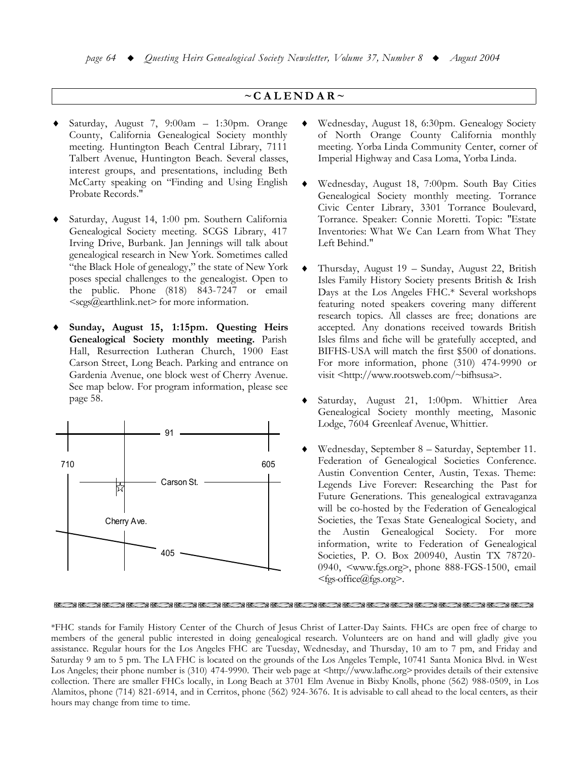## ~ C A L E N D A R ~

- Saturday, August 7, 9:00am – 1:30pm. Orange County, California Genealogical Society monthly meeting. Huntington Beach Central Library, 7111 Talbert Avenue, Huntington Beach. Several classes, interest groups, and presentations, including Beth McCarty speaking on "Finding and Using English Probate Records."

- Saturday, August 14, 1:00 pm. Southern California Genealogical Society meeting. SCGS Library, 417 Irving Drive, Burbank. Jan Jennings will talk about genealogical research in New York. Sometimes called "the Black Hole of genealogy," the state of New York poses special challenges to the genealogist. Open to the public. Phone (818) 843-7247 or email <scgs@earthlink.net> for more information.

- **Sunday, August 15, 1:15pm. Questing Heirs Genealogical Society monthly meeting.** Parish Hall, Resurrection Lutheran Church, 1900 East Carson Street, Long Beach. Parking and entrance on Gardenia Avenue, one block west of Cherry Avenue. See map below. For program information, please see page 58.

91
710
605
Carson St.
Cherry Ave.
405

- Wednesday, August 18, 6:30pm. Genealogy Society of North Orange County California monthly meeting. Yorba Linda Community Center, corner of Imperial Highway and Casa Loma, Yorba Linda.

- Wednesday, August 18, 7:00pm. South Bay Cities Genealogical Society monthly meeting. Torrance Civic Center Library, 3301 Torrance Boulevard, Torrance. Speaker: Connie Moretti. Topic: "Estate Inventories: What We Can Learn from What They Left Behind."

- Thursday, August 19 – Sunday, August 22, British Isles Family History Society presents British & Irish Days at the Los Angeles FHC.* Several workshops featuring noted speakers covering many different research topics. All classes are free; donations are accepted. Any donations received towards British Isles films and fiche will be gratefully accepted, and BIFHS-USA will match the first $500 of donations. For more information, phone (310) 474-9990 or visit <http://www.rootsweb.com/~bifhsusa>.

- Saturday, August 21, 1:00pm. Whittier Area Genealogical Society monthly meeting, Masonic Lodge, 7604 Greenleaf Avenue, Whittier.

- Wednesday, September 8 – Saturday, September 11. Federation of Genealogical Societies Conference. Austin Convention Center, Austin, Texas. Theme: Legends Live Forever: Researching the Past for Future Generations. This genealogical extravaganza will be co-hosted by the Federation of Genealogical Societies, the Texas State Genealogical Society, and the Austin Genealogical Society. For more information, write to Federation of Genealogical Societies, P. O. Box 200940, Austin TX 78720-0940, <www.fgs.org>, phone 888-FGS-1500, email <fgs-office@fgs.org>.

---

*FHC stands for Family History Center of the Church of Jesus Christ of Latter-Day Saints. FHCs are open free of charge to members of the general public interested in doing genealogical research. Volunteers are on hand and will gladly give you assistance. Regular hours for the Los Angeles FHC are Tuesday, Wednesday, and Thursday, 10 am to 7 pm, and Friday and Saturday 9 am to 5 pm. The LA FHC is located on the grounds of the Los Angeles Temple, 10741 Santa Monica Blvd. in West Los Angeles; their phone number is (310) 474-9990. Their web page at <http://www.lafhc.org> provides details of their extensive collection. There are smaller FHCs locally, in Long Beach at 3701 Elm Avenue in Bixby Knolls, phone (562) 988-0509, in Los Alamitos, phone (714) 821-6914, and in Cerritos, phone (562) 924-3676. It is advisable to call ahead to the local centers, as their hours may change from time to time.